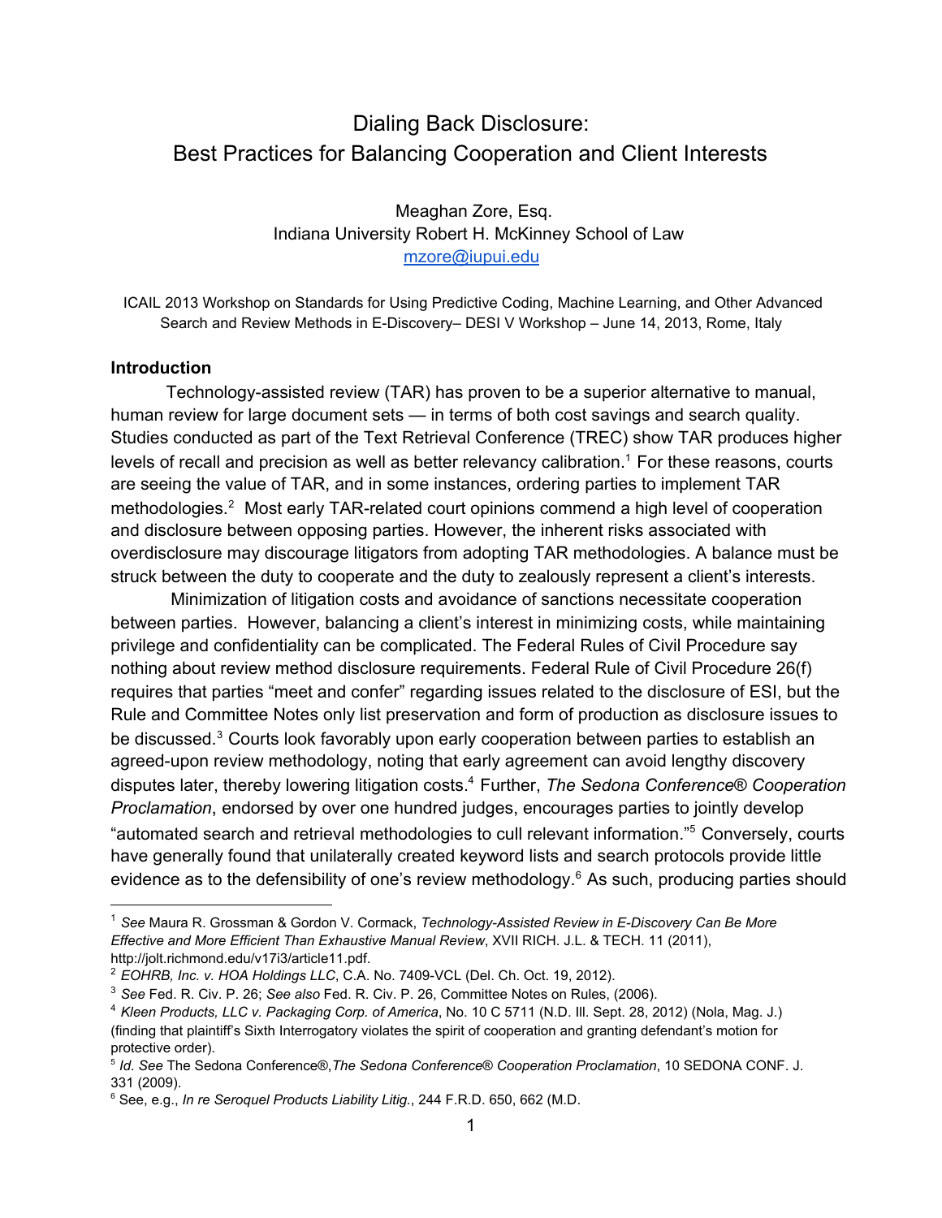# Dialing Back Disclosure: Best Practices for Balancing Cooperation and Client Interests

Meaghan Zore, Esq.
Indiana University Robert H. McKinney School of Law
mzore@iupui.edu

ICAIL 2013 Workshop on Standards for Using Predictive Coding, Machine Learning, and Other Advanced Search and Review Methods in E-Discovery– DESI V Workshop – June 14, 2013, Rome, Italy

## Introduction

Technology-assisted review (TAR) has proven to be a superior alternative to manual, human review for large document sets — in terms of both cost savings and search quality. Studies conducted as part of the Text Retrieval Conference (TREC) show TAR produces higher levels of recall and precision as well as better relevancy calibration.[1] For these reasons, courts are seeing the value of TAR, and in some instances, ordering parties to implement TAR methodologies.[2] Most early TAR-related court opinions commend a high level of cooperation and disclosure between opposing parties. However, the inherent risks associated with overdisclosure may discourage litigators from adopting TAR methodologies. A balance must be struck between the duty to cooperate and the duty to zealously represent a client's interests.

Minimization of litigation costs and avoidance of sanctions necessitate cooperation between parties. However, balancing a client's interest in minimizing costs, while maintaining privilege and confidentiality can be complicated. The Federal Rules of Civil Procedure say nothing about review method disclosure requirements. Federal Rule of Civil Procedure 26(f) requires that parties "meet and confer" regarding issues related to the disclosure of ESI, but the Rule and Committee Notes only list preservation and form of production as disclosure issues to be discussed.[3] Courts look favorably upon early cooperation between parties to establish an agreed-upon review methodology, noting that early agreement can avoid lengthy discovery disputes later, thereby lowering litigation costs.[4] Further, *The Sedona Conference® Cooperation Proclamation*, endorsed by over one hundred judges, encourages parties to jointly develop "automated search and retrieval methodologies to cull relevant information."[5] Conversely, courts have generally found that unilaterally created keyword lists and search protocols provide little evidence as to the defensibility of one's review methodology.[6] As such, producing parties should

---

[1] *See* Maura R. Grossman & Gordon V. Cormack, *Technology-Assisted Review in E-Discovery Can Be More Effective and More Efficient Than Exhaustive Manual Review*, XVII RICH. J.L. & TECH. 11 (2011), http://jolt.richmond.edu/v17i3/article11.pdf.

[2] *EOHRB, Inc. v. HOA Holdings LLC*, C.A. No. 7409-VCL (Del. Ch. Oct. 19, 2012).

[3] *See* Fed. R. Civ. P. 26; *See also* Fed. R. Civ. P. 26, Committee Notes on Rules, (2006).

[4] *Kleen Products, LLC v. Packaging Corp. of America*, No. 10 C 5711 (N.D. Ill. Sept. 28, 2012) (Nola, Mag. J.) (finding that plaintiff's Sixth Interrogatory violates the spirit of cooperation and granting defendant's motion for protective order).

[5] *Id. See* The Sedona Conference®,*The Sedona Conference® Cooperation Proclamation*, 10 SEDONA CONF. J. 331 (2009).

[6] See, e.g., *In re Seroquel Products Liability Litig.*, 244 F.R.D. 650, 662 (M.D.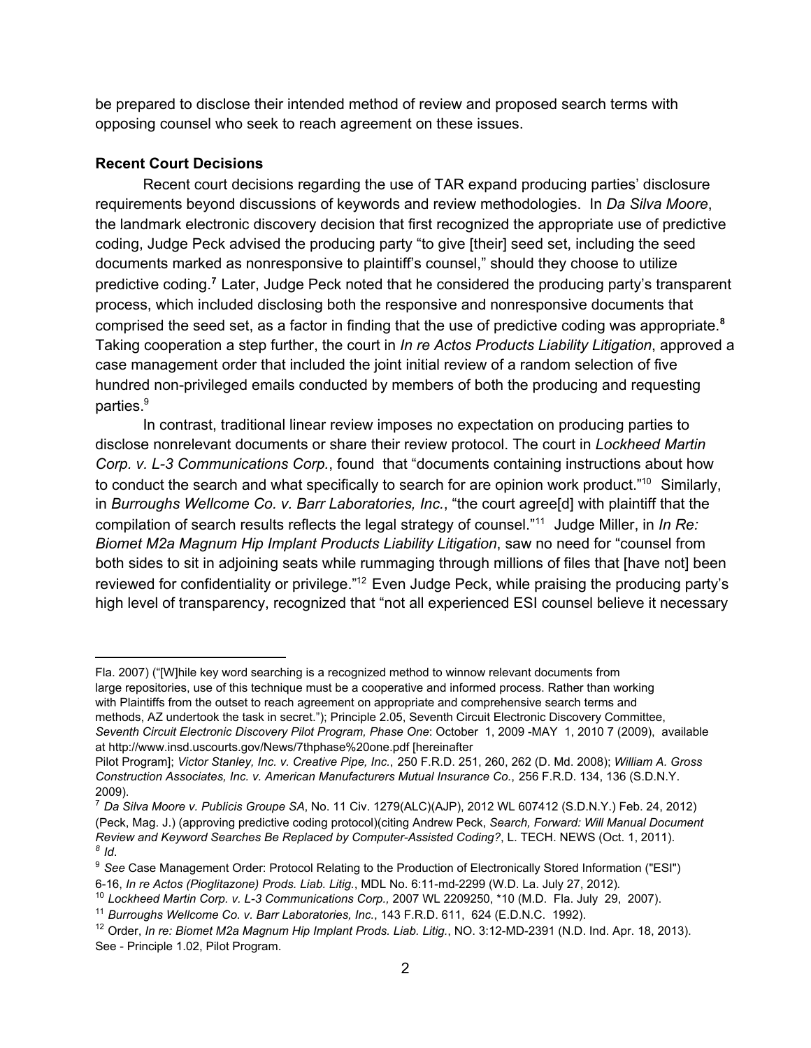be prepared to disclose their intended method of review and proposed search terms with opposing counsel who seek to reach agreement on these issues.

**Recent Court Decisions**

Recent court decisions regarding the use of TAR expand producing parties' disclosure requirements beyond discussions of keywords and review methodologies. In *Da Silva Moore*, the landmark electronic discovery decision that first recognized the appropriate use of predictive coding, Judge Peck advised the producing party "to give [their] seed set, including the seed documents marked as nonresponsive to plaintiff's counsel," should they choose to utilize predictive coding.[7] Later, Judge Peck noted that he considered the producing party's transparent process, which included disclosing both the responsive and nonresponsive documents that comprised the seed set, as a factor in finding that the use of predictive coding was appropriate.[8] Taking cooperation a step further, the court in *In re Actos Products Liability Litigation*, approved a case management order that included the joint initial review of a random selection of five hundred non-privileged emails conducted by members of both the producing and requesting parties.[9]

In contrast, traditional linear review imposes no expectation on producing parties to disclose nonrelevant documents or share their review protocol. The court in *Lockheed Martin Corp. v. L-3 Communications Corp.*, found that "documents containing instructions about how to conduct the search and what specifically to search for are opinion work product."[10] Similarly, in *Burroughs Wellcome Co. v. Barr Laboratories, Inc.*, "the court agree[d] with plaintiff that the compilation of search results reflects the legal strategy of counsel."[11] Judge Miller, in *In Re: Biomet M2a Magnum Hip Implant Products Liability Litigation*, saw no need for "counsel from both sides to sit in adjoining seats while rummaging through millions of files that [have not] been reviewed for confidentiality or privilege."[12] Even Judge Peck, while praising the producing party's high level of transparency, recognized that "not all experienced ESI counsel believe it necessary

---

Fla. 2007) ("[W]hile key word searching is a recognized method to winnow relevant documents from large repositories, use of this technique must be a cooperative and informed process. Rather than working with Plaintiffs from the outset to reach agreement on appropriate and comprehensive search terms and methods, AZ undertook the task in secret."); Principle 2.05, Seventh Circuit Electronic Discovery Committee, *Seventh Circuit Electronic Discovery Pilot Program, Phase One*: October 1, 2009 -MAY 1, 2010 7 (2009), available at http://www.insd.uscourts.gov/News/7thphase%20one.pdf [hereinafter Pilot Program]; *Victor Stanley, Inc. v. Creative Pipe, Inc.*, 250 F.R.D. 251, 260, 262 (D. Md. 2008); *William A. Gross Construction Associates, Inc. v. American Manufacturers Mutual Insurance Co.*, 256 F.R.D. 134, 136 (S.D.N.Y. 2009).

[7] *Da Silva Moore v. Publicis Groupe SA*, No. 11 Civ. 1279(ALC)(AJP), 2012 WL 607412 (S.D.N.Y.) Feb. 24, 2012) (Peck, Mag. J.) (approving predictive coding protocol)(citing Andrew Peck, *Search, Forward: Will Manual Document Review and Keyword Searches Be Replaced by Computer-Assisted Coding?*, L. TECH. NEWS (Oct. 1, 2011).

[8] *Id*.

[9] *See* Case Management Order: Protocol Relating to the Production of Electronically Stored Information ("ESI") 6-16, *In re Actos (Pioglitazone) Prods. Liab. Litig.*, MDL No. 6:11-md-2299 (W.D. La. July 27, 2012).

[10] *Lockheed Martin Corp. v. L-3 Communications Corp.,* 2007 WL 2209250, *10 (M.D. Fla. July 29, 2007).

[11] *Burroughs Wellcome Co. v. Barr Laboratories, Inc.*, 143 F.R.D. 611, 624 (E.D.N.C. 1992).

[12] Order, *In re: Biomet M2a Magnum Hip Implant Prods. Liab. Litig.*, NO. 3:12-MD-2391 (N.D. Ind. Apr. 18, 2013). See - Principle 1.02, Pilot Program.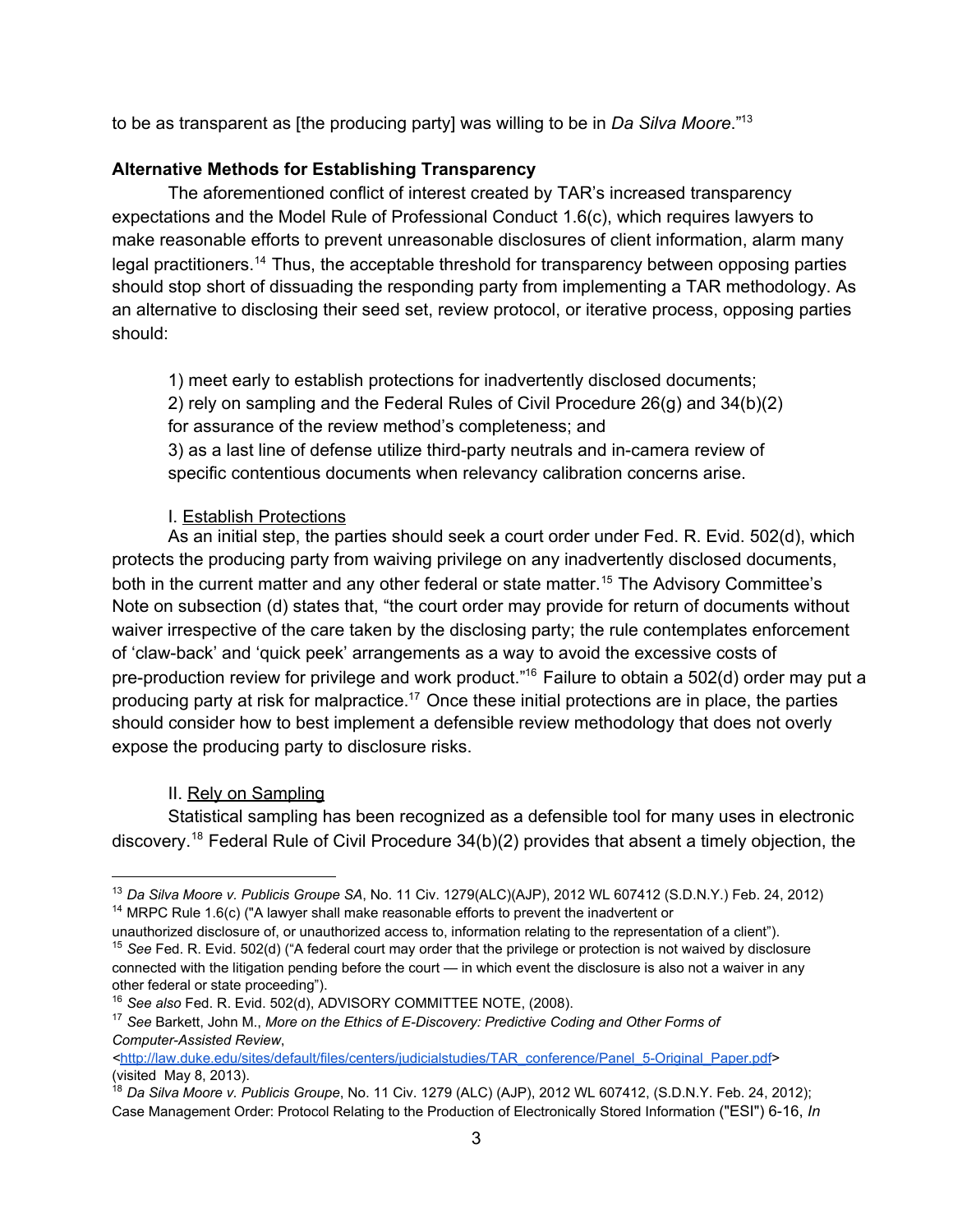to be as transparent as [the producing party] was willing to be in *Da Silva Moore*."[13]

**Alternative Methods for Establishing Transparency**

The aforementioned conflict of interest created by TAR's increased transparency expectations and the Model Rule of Professional Conduct 1.6(c), which requires lawyers to make reasonable efforts to prevent unreasonable disclosures of client information, alarm many legal practitioners.[14] Thus, the acceptable threshold for transparency between opposing parties should stop short of dissuading the responding party from implementing a TAR methodology. As an alternative to disclosing their seed set, review protocol, or iterative process, opposing parties should:

1) meet early to establish protections for inadvertently disclosed documents;
2) rely on sampling and the Federal Rules of Civil Procedure 26(g) and 34(b)(2) for assurance of the review method's completeness; and
3) as a last line of defense utilize third-party neutrals and in-camera review of specific contentious documents when relevancy calibration concerns arise.

I. <u>Establish Protections</u>

As an initial step, the parties should seek a court order under Fed. R. Evid. 502(d), which protects the producing party from waiving privilege on any inadvertently disclosed documents, both in the current matter and any other federal or state matter.[15] The Advisory Committee's Note on subsection (d) states that, "the court order may provide for return of documents without waiver irrespective of the care taken by the disclosing party; the rule contemplates enforcement of 'claw-back' and 'quick peek' arrangements as a way to avoid the excessive costs of pre-production review for privilege and work product."[16] Failure to obtain a 502(d) order may put a producing party at risk for malpractice.[17] Once these initial protections are in place, the parties should consider how to best implement a defensible review methodology that does not overly expose the producing party to disclosure risks.

II. <u>Rely on Sampling</u>

Statistical sampling has been recognized as a defensible tool for many uses in electronic discovery.[18] Federal Rule of Civil Procedure 34(b)(2) provides that absent a timely objection, the

---

[13] *Da Silva Moore v. Publicis Groupe SA*, No. 11 Civ. 1279(ALC)(AJP), 2012 WL 607412 (S.D.N.Y.) Feb. 24, 2012)

[14] MRPC Rule 1.6(c) ("A lawyer shall make reasonable efforts to prevent the inadvertent or unauthorized disclosure of, or unauthorized access to, information relating to the representation of a client").

[15] *See* Fed. R. Evid. 502(d) ("A federal court may order that the privilege or protection is not waived by disclosure connected with the litigation pending before the court — in which event the disclosure is also not a waiver in any other federal or state proceeding").

[16] *See also* Fed. R. Evid. 502(d), ADVISORY COMMITTEE NOTE, (2008).

[17] *See* Barkett, John M., *More on the Ethics of E-Discovery: Predictive Coding and Other Forms of Computer-Assisted Review*, <http://law.duke.edu/sites/default/files/centers/judicialstudies/TAR_conference/Panel_5-Original_Paper.pdf> (visited May 8, 2013).

[18] *Da Silva Moore v. Publicis Groupe*, No. 11 Civ. 1279 (ALC) (AJP), 2012 WL 607412, (S.D.N.Y. Feb. 24, 2012); Case Management Order: Protocol Relating to the Production of Electronically Stored Information ("ESI") 6-16, *In*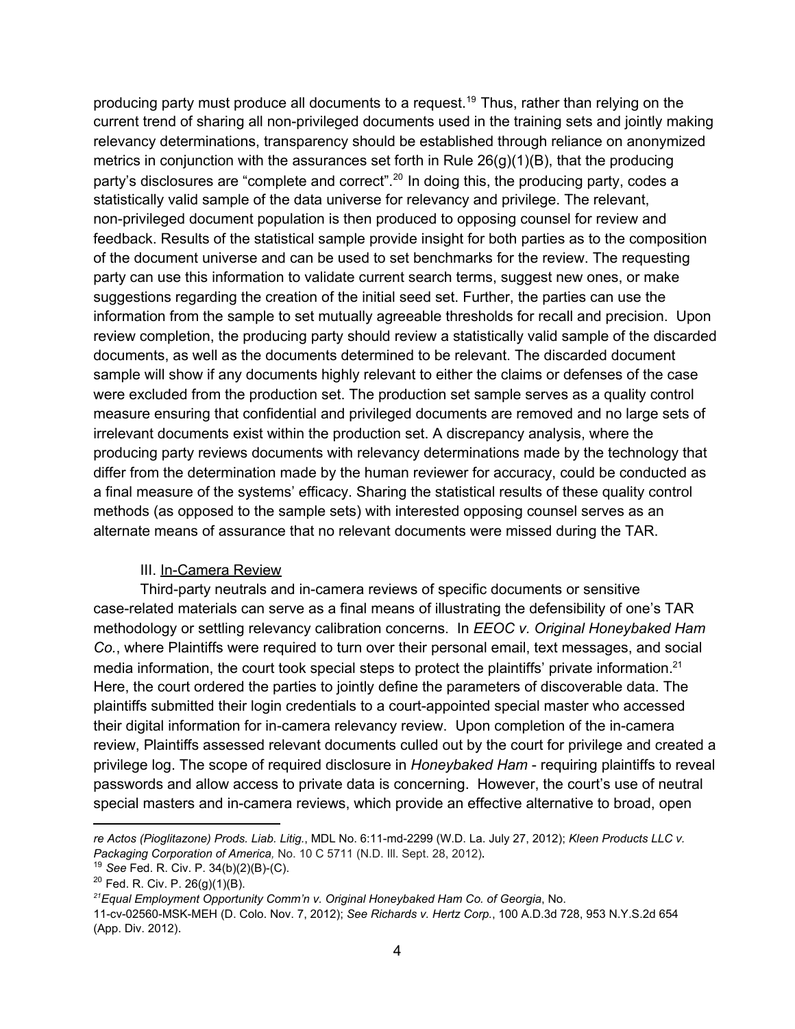producing party must produce all documents to a request.[19] Thus, rather than relying on the current trend of sharing all non-privileged documents used in the training sets and jointly making relevancy determinations, transparency should be established through reliance on anonymized metrics in conjunction with the assurances set forth in Rule 26(g)(1)(B), that the producing party's disclosures are "complete and correct".[20] In doing this, the producing party, codes a statistically valid sample of the data universe for relevancy and privilege. The relevant, non-privileged document population is then produced to opposing counsel for review and feedback. Results of the statistical sample provide insight for both parties as to the composition of the document universe and can be used to set benchmarks for the review. The requesting party can use this information to validate current search terms, suggest new ones, or make suggestions regarding the creation of the initial seed set. Further, the parties can use the information from the sample to set mutually agreeable thresholds for recall and precision. Upon review completion, the producing party should review a statistically valid sample of the discarded documents, as well as the documents determined to be relevant. The discarded document sample will show if any documents highly relevant to either the claims or defenses of the case were excluded from the production set. The production set sample serves as a quality control measure ensuring that confidential and privileged documents are removed and no large sets of irrelevant documents exist within the production set. A discrepancy analysis, where the producing party reviews documents with relevancy determinations made by the technology that differ from the determination made by the human reviewer for accuracy, could be conducted as a final measure of the systems' efficacy. Sharing the statistical results of these quality control methods (as opposed to the sample sets) with interested opposing counsel serves as an alternate means of assurance that no relevant documents were missed during the TAR.

### III. In-Camera Review

Third-party neutrals and in-camera reviews of specific documents or sensitive case-related materials can serve as a final means of illustrating the defensibility of one's TAR methodology or settling relevancy calibration concerns. In *EEOC v. Original Honeybaked Ham Co.*, where Plaintiffs were required to turn over their personal email, text messages, and social media information, the court took special steps to protect the plaintiffs' private information.[21] Here, the court ordered the parties to jointly define the parameters of discoverable data. The plaintiffs submitted their login credentials to a court-appointed special master who accessed their digital information for in-camera relevancy review. Upon completion of the in-camera review, Plaintiffs assessed relevant documents culled out by the court for privilege and created a privilege log. The scope of required disclosure in *Honeybaked Ham* - requiring plaintiffs to reveal passwords and allow access to private data is concerning. However, the court's use of neutral special masters and in-camera reviews, which provide an effective alternative to broad, open

---

*re Actos (Pioglitazone) Prods. Liab. Litig.*, MDL No. 6:11-md-2299 (W.D. La. July 27, 2012); *Kleen Products LLC v. Packaging Corporation of America,* No. 10 C 5711 (N.D. Ill. Sept. 28, 2012).

[19] *See* Fed. R. Civ. P. 34(b)(2)(B)-(C).

[20] Fed. R. Civ. P. 26(g)(1)(B).

[21] *Equal Employment Opportunity Comm'n v. Original Honeybaked Ham Co. of Georgia*, No. 11-cv-02560-MSK-MEH (D. Colo. Nov. 7, 2012); *See Richards v. Hertz Corp.*, 100 A.D.3d 728, 953 N.Y.S.2d 654 (App. Div. 2012).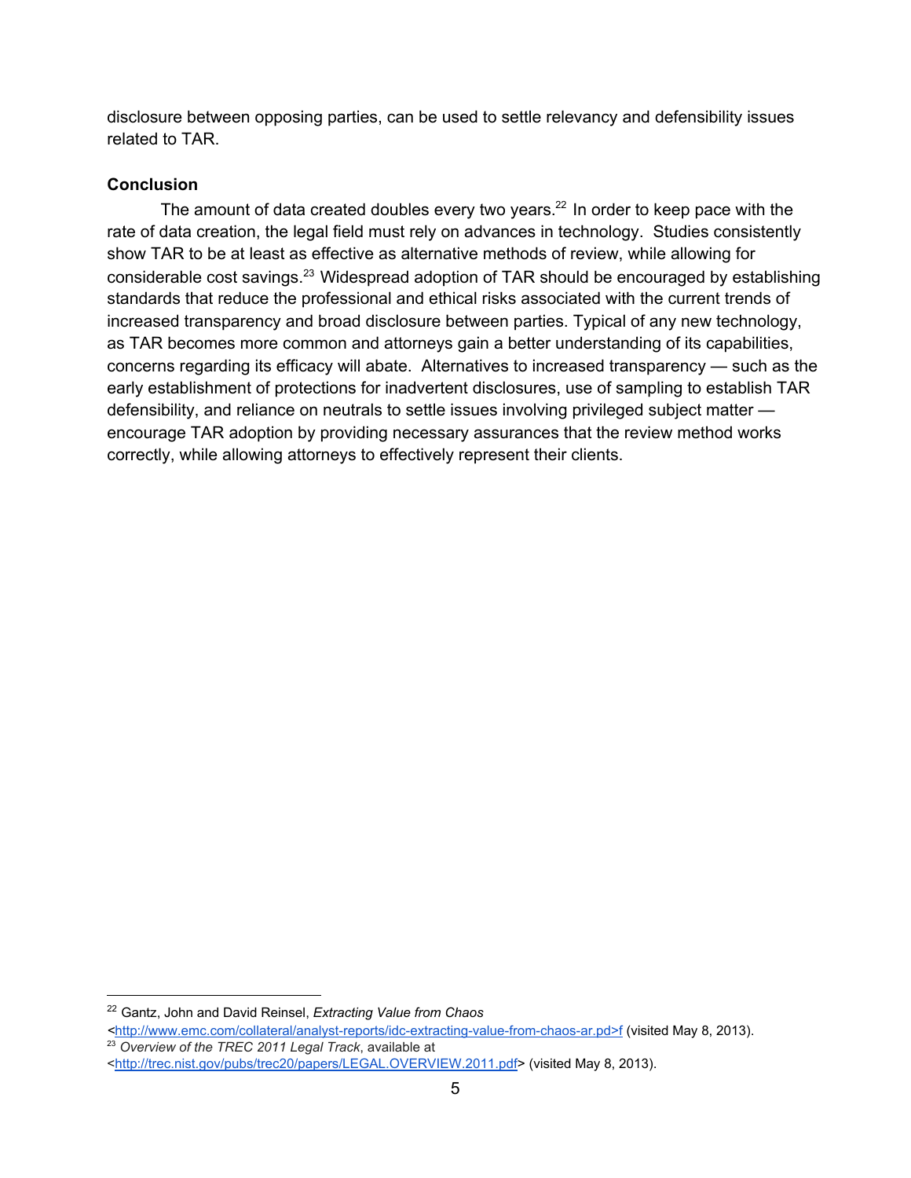disclosure between opposing parties, can be used to settle relevancy and defensibility issues related to TAR.

**Conclusion**

The amount of data created doubles every two years.[22] In order to keep pace with the rate of data creation, the legal field must rely on advances in technology. Studies consistently show TAR to be at least as effective as alternative methods of review, while allowing for considerable cost savings.[23] Widespread adoption of TAR should be encouraged by establishing standards that reduce the professional and ethical risks associated with the current trends of increased transparency and broad disclosure between parties. Typical of any new technology, as TAR becomes more common and attorneys gain a better understanding of its capabilities, concerns regarding its efficacy will abate. Alternatives to increased transparency — such as the early establishment of protections for inadvertent disclosures, use of sampling to establish TAR defensibility, and reliance on neutrals to settle issues involving privileged subject matter — encourage TAR adoption by providing necessary assurances that the review method works correctly, while allowing attorneys to effectively represent their clients.

---

[22] Gantz, John and David Reinsel, *Extracting Value from Chaos* <http://www.emc.com/collateral/analyst-reports/idc-extracting-value-from-chaos-ar.pd>f (visited May 8, 2013).

[23] *Overview of the TREC 2011 Legal Track*, available at <http://trec.nist.gov/pubs/trec20/papers/LEGAL.OVERVIEW.2011.pdf> (visited May 8, 2013).